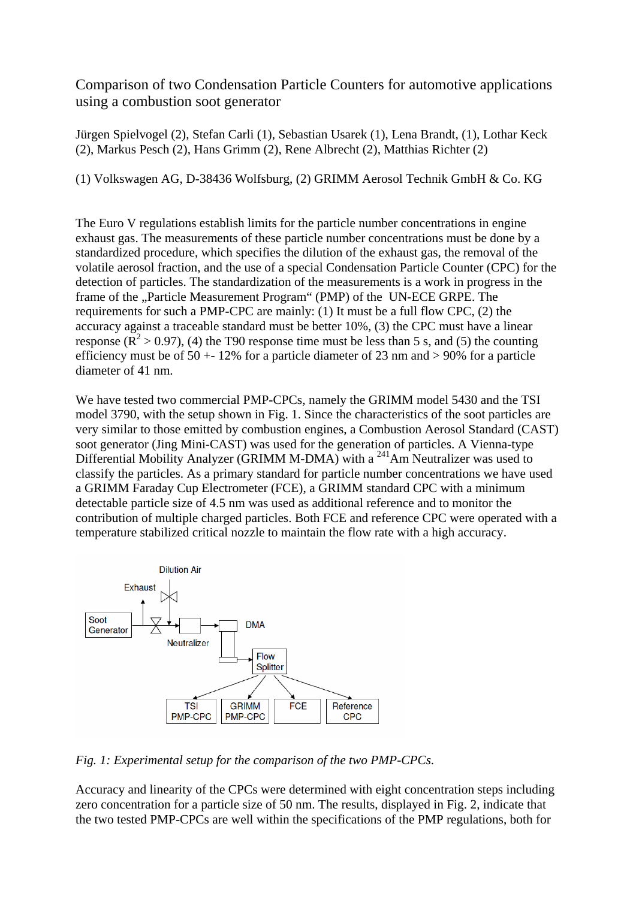# Comparison of two Condensation Particle Counters for automotive applications using a combustion soot generator

Jürgen Spielvogel (2), Stefan Carli (1), Sebastian Usarek (1), Lena Brandt, (1), Lothar Keck (2), Markus Pesch (2), Hans Grimm (2), Rene Albrecht (2), Matthias Richter (2)

(1) Volkswagen AG, D-38436 Wolfsburg, (2) GRIMM Aerosol Technik GmbH & Co. KG

The Euro V regulations establish limits for the particle number concentrations in engine exhaust gas. The measurements of these particle number concentrations must be done by a standardized procedure, which specifies the dilution of the exhaust gas, the removal of the volatile aerosol fraction, and the use of a special Condensation Particle Counter (CPC) for the detection of particles. The standardization of the measurements is a work in progress in the frame of the „Particle Measurement Program" (PMP) of the UN-ECE GRPE. The requirements for such a PMP-CPC are mainly: (1) It must be a full flow CPC, (2) the accuracy against a traceable standard must be better 10%, (3) the CPC must have a linear response ($R^2 > 0.97$), (4) the T90 response time must be less than 5 s, and (5) the counting efficiency must be of 50 +- 12% for a particle diameter of 23 nm and > 90% for a particle diameter of 41 nm.

We have tested two commercial PMP-CPCs, namely the GRIMM model 5430 and the TSI model 3790, with the setup shown in Fig. 1. Since the characteristics of the soot particles are very similar to those emitted by combustion engines, a Combustion Aerosol Standard (CAST) soot generator (Jing Mini-CAST) was used for the generation of particles. A Vienna-type Differential Mobility Analyzer (GRIMM M-DMA) with a $^{241}$Am Neutralizer was used to classify the particles. As a primary standard for particle number concentrations we have used a GRIMM Faraday Cup Electrometer (FCE), a GRIMM standard CPC with a minimum detectable particle size of 4.5 nm was used as additional reference and to monitor the contribution of multiple charged particles. Both FCE and reference CPC were operated with a temperature stabilized critical nozzle to maintain the flow rate with a high accuracy.

Dilution Air

Exhaust

Soot Generator

Neutralizer

DMA

Flow Splitter

TSI PMP-CPC

GRIMM PMP-CPC

FCE

Reference CPC

*Fig. 1: Experimental setup for the comparison of the two PMP-CPCs.*

Accuracy and linearity of the CPCs were determined with eight concentration steps including zero concentration for a particle size of 50 nm. The results, displayed in Fig. 2, indicate that the two tested PMP-CPCs are well within the specifications of the PMP regulations, both for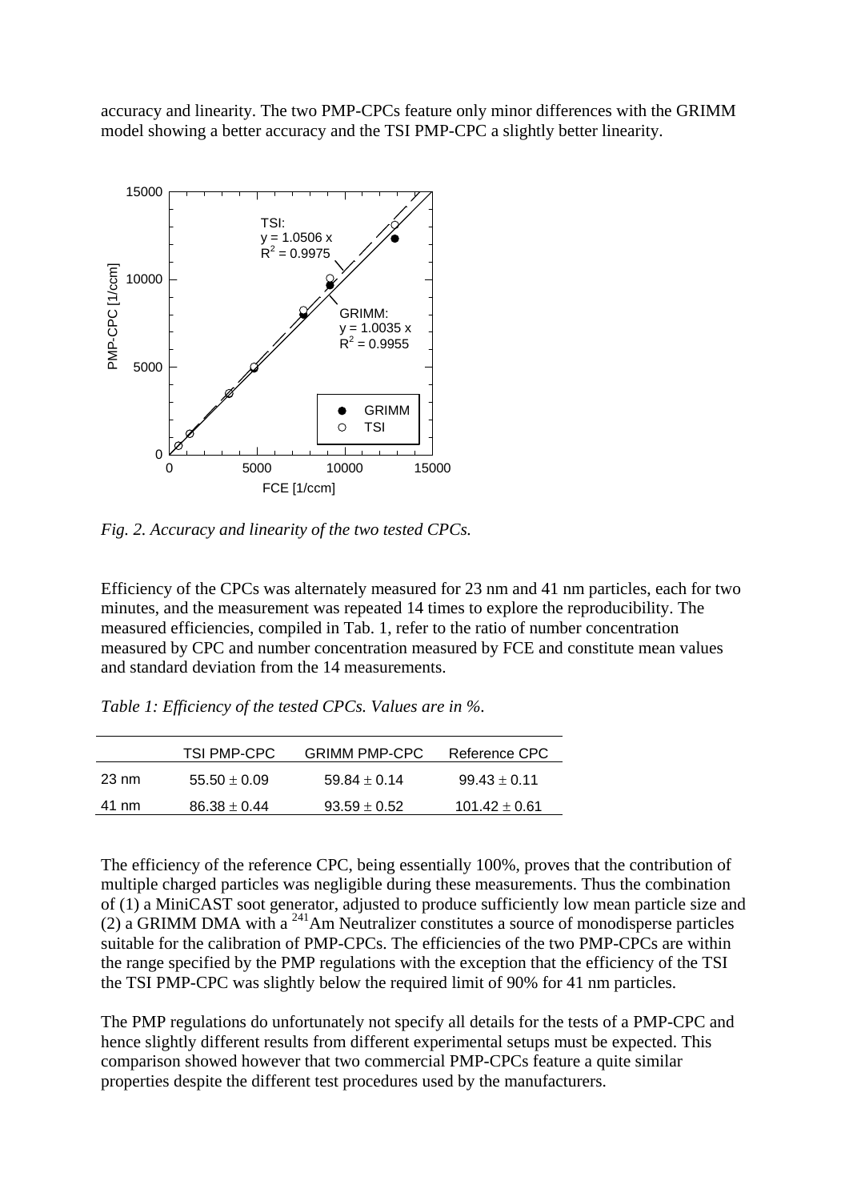accuracy and linearity. The two PMP-CPCs feature only minor differences with the GRIMM model showing a better accuracy and the TSI PMP-CPC a slightly better linearity.

*Fig. 2. Accuracy and linearity of the two tested CPCs.*

Efficiency of the CPCs was alternately measured for 23 nm and 41 nm particles, each for two minutes, and the measurement was repeated 14 times to explore the reproducibility. The measured efficiencies, compiled in Tab. 1, refer to the ratio of number concentration measured by CPC and number concentration measured by FCE and constitute mean values and standard deviation from the 14 measurements.

*Table 1: Efficiency of the tested CPCs. Values are in %.*

| | TSI PMP-CPC | GRIMM PMP-CPC | Reference CPC |
|---|---|---|---|
| 23 nm | $55.50 \pm 0.09$ | $59.84 \pm 0.14$ | $99.43 \pm 0.11$ |
| 41 nm | $86.38 \pm 0.44$ | $93.59 \pm 0.52$ | $101.42 \pm 0.61$ |

The efficiency of the reference CPC, being essentially 100%, proves that the contribution of multiple charged particles was negligible during these measurements. Thus the combination of (1) a MiniCAST soot generator, adjusted to produce sufficiently low mean particle size and (2) a GRIMM DMA with a $^{241}$Am Neutralizer constitutes a source of monodisperse particles suitable for the calibration of PMP-CPCs. The efficiencies of the two PMP-CPCs are within the range specified by the PMP regulations with the exception that the efficiency of the TSI the TSI PMP-CPC was slightly below the required limit of 90% for 41 nm particles.

The PMP regulations do unfortunately not specify all details for the tests of a PMP-CPC and hence slightly different results from different experimental setups must be expected. This comparison showed however that two commercial PMP-CPCs feature a quite similar properties despite the different test procedures used by the manufacturers.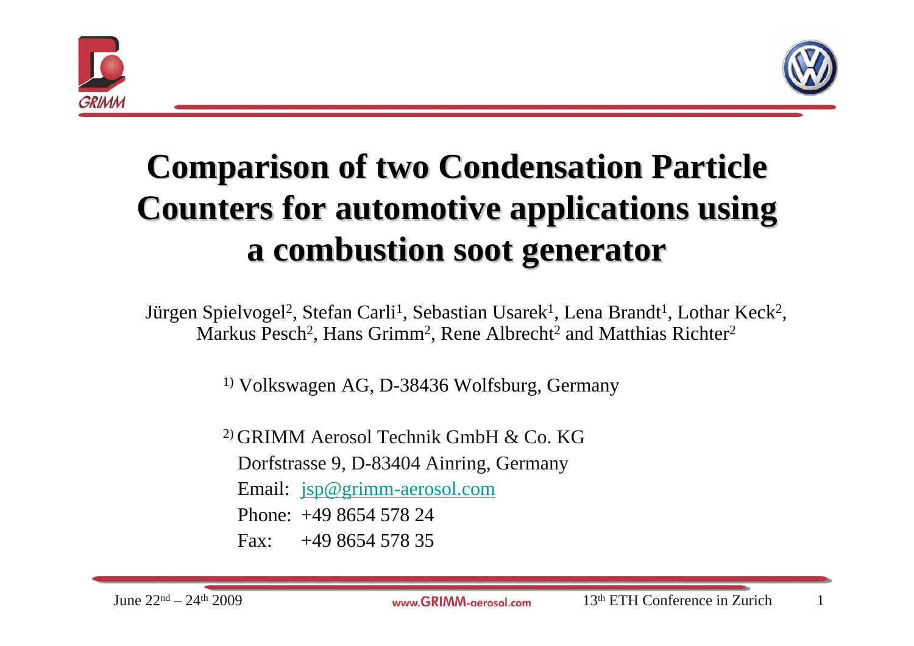# Comparison of two Condensation Particle Counters for automotive applications using a combustion soot generator

Jürgen Spielvogel[2], Stefan Carli[1], Sebastian Usarek[1], Lena Brandt[1], Lothar Keck[2], Markus Pesch[2], Hans Grimm[2], Rene Albrecht[2] and Matthias Richter[2]

[1] Volkswagen AG, D-38436 Wolfsburg, Germany

[2] GRIMM Aerosol Technik GmbH & Co. KG
Dorfstrasse 9, D-83404 Ainring, Germany
Email: jsp@grimm-aerosol.com
Phone: +49 8654 578 24
Fax: +49 8654 578 35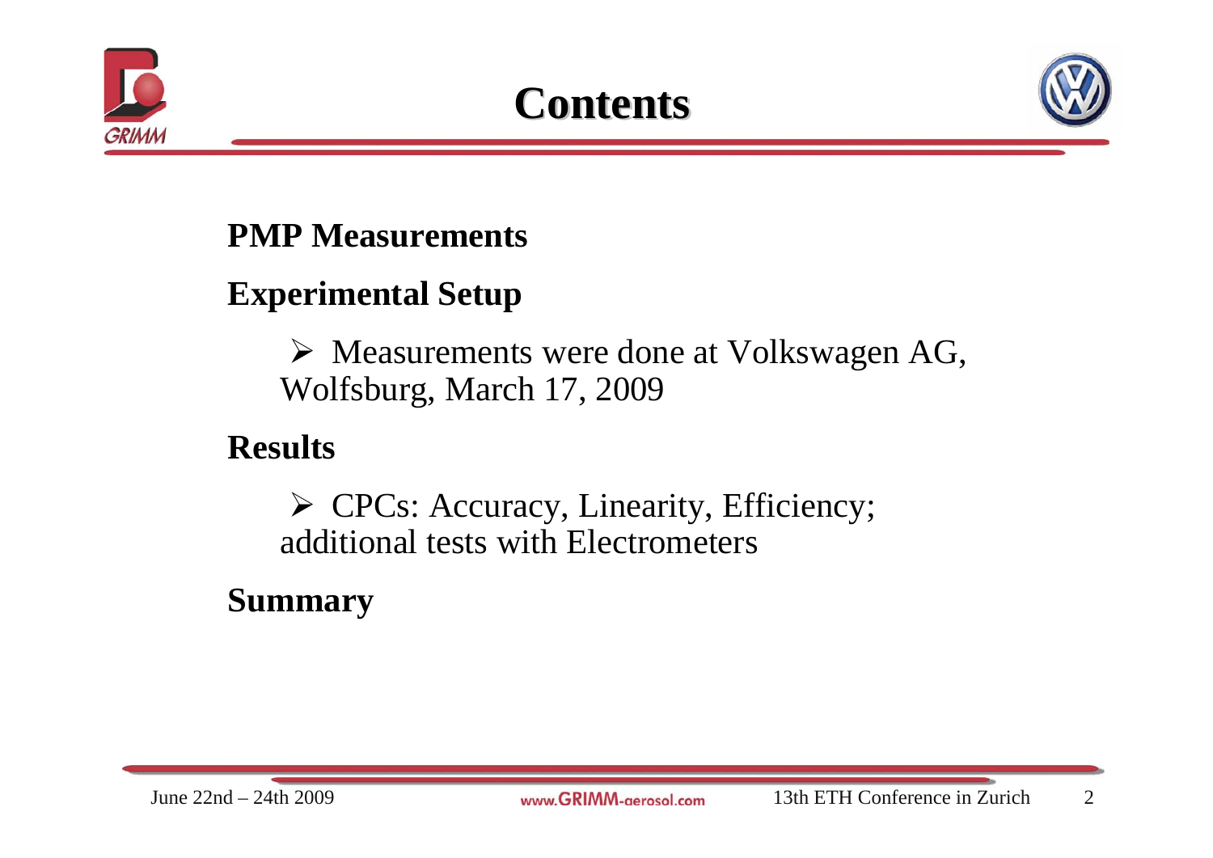# Contents

**PMP Measurements**

**Experimental Setup**

- Measurements were done at Volkswagen AG, Wolfsburg, March 17, 2009

**Results**

- CPCs: Accuracy, Linearity, Efficiency; additional tests with Electrometers

**Summary**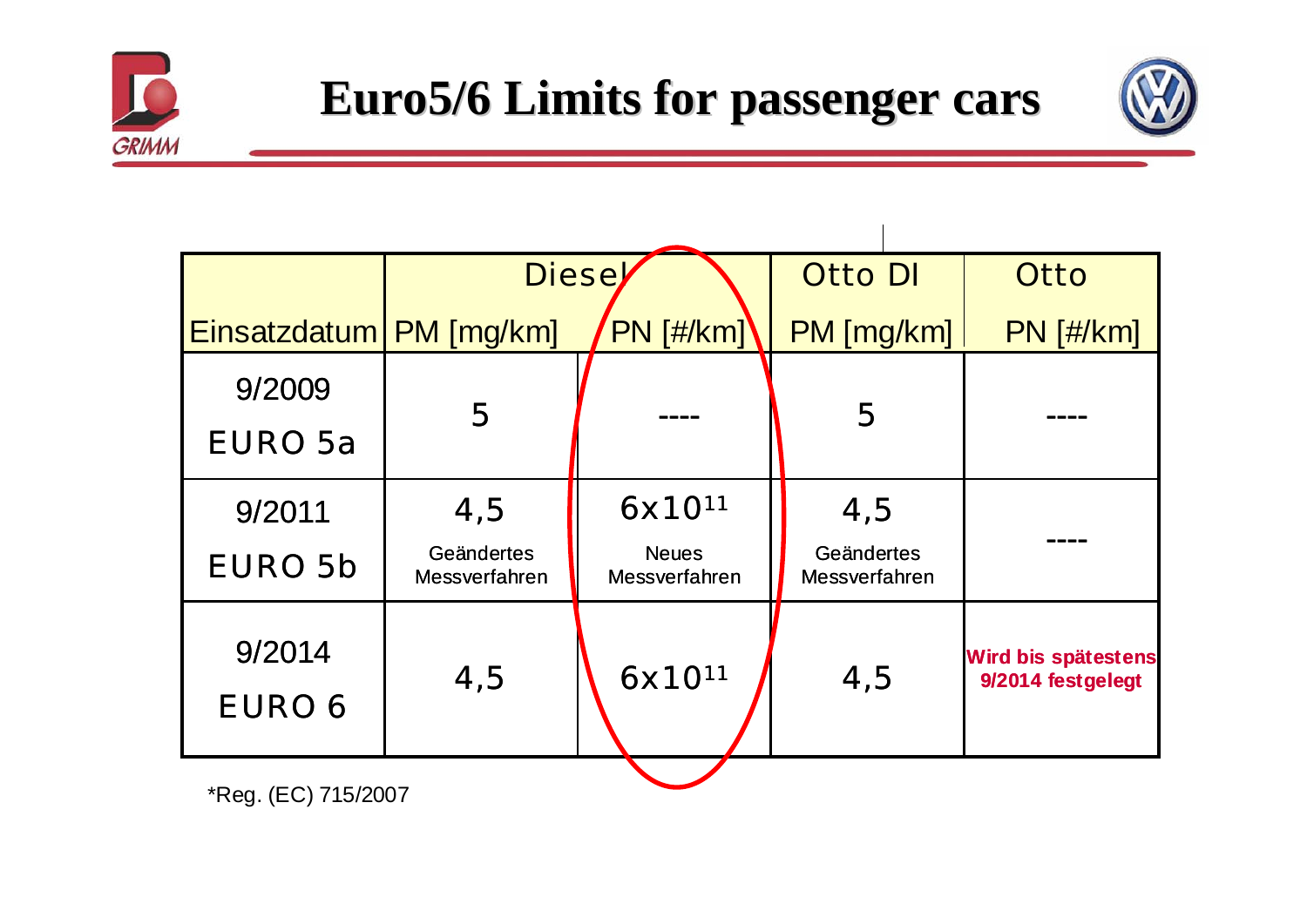# Euro5/6 Limits for passenger cars

| | Diesel | | Otto DI | Otto |
|---|---|---|---|---|
| Einsatzdatum | PM [mg/km] | PN [#/km] | PM [mg/km] | PN [#/km] |
| 9/2009 EURO 5a | 5 | ---- | 5 | ---- |
| 9/2011 EURO 5b | 4,5 Geändertes Messverfahren | $6x10^{11}$ Neues Messverfahren | 4,5 Geändertes Messverfahren | ---- |
| 9/2014 EURO 6 | 4,5 | $6x10^{11}$ | 4,5 | **Wird bis spätestens 9/2014 festgelegt** |

*Reg. (EC) 715/2007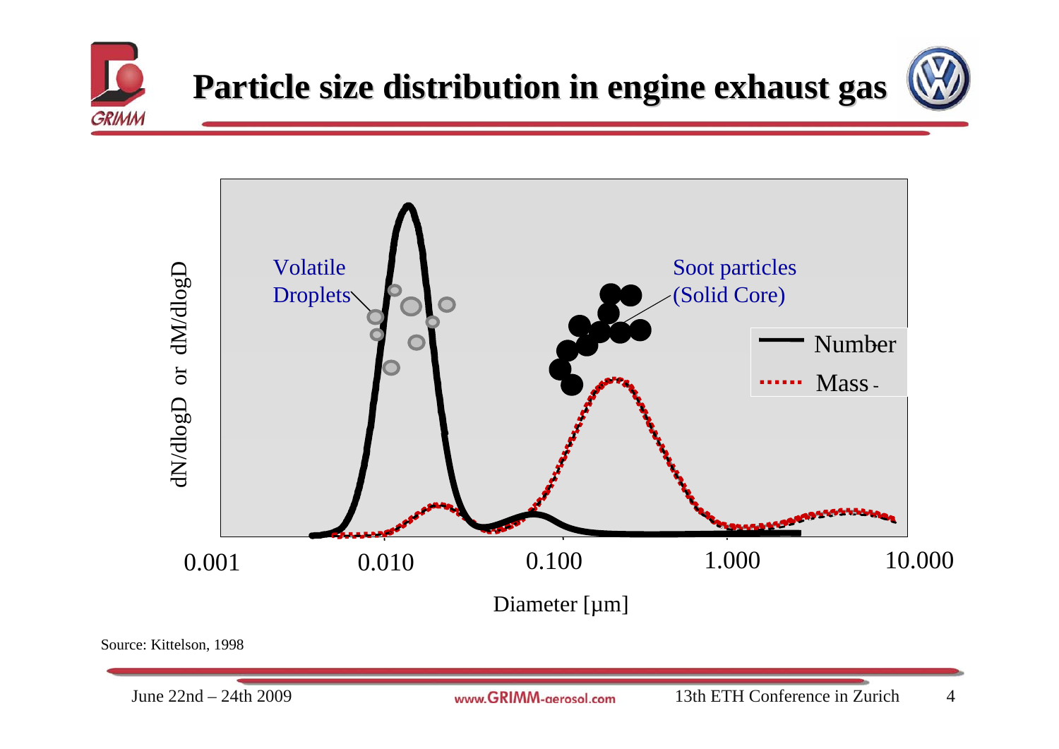# Particle size distribution in engine exhaust gas

Volatile Droplets

Soot particles (Solid Core)

Number

Mass

dN/dlogD or dM/dlogD

0.001 0.010 0.100 1.000 10.000

Diameter [µm]

Source: Kittelson, 1998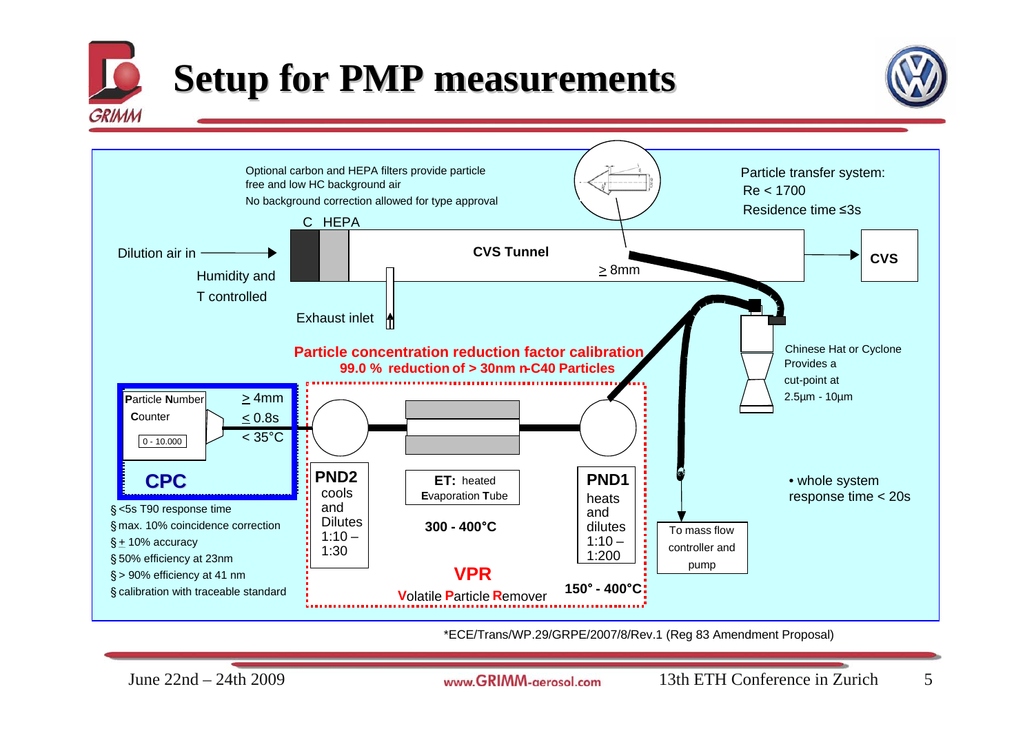# Setup for PMP measurements

Optional carbon and HEPA filters provide particle free and low HC background air

No background correction allowed for type approval

C HEPA

Dilution air in

Humidity and T controlled

CVS Tunnel

CVS

Exhaust inlet

≥ 8mm

Particle transfer system:
Re < 1700
Residence time ≤3s

Chinese Hat or Cyclone Provides a cut-point at 2.5µm - 10µm

**Particle concentration reduction factor calibration**
**99.0 % reduction of > 30nm n-C40 Particles**

**P**article **N**umber **C**ounter

0 - 10.000

≥ 4mm
≤ 0.8s
< 35°C

**CPC**

- <5s T90 response time
- max. 10% coincidence correction
- ± 10% accuracy
- 50% efficiency at 23nm
- > 90% efficiency at 41 nm
- calibration with traceable standard

**PND2** cools and Dilutes 1:10 – 1:30

**ET:** heated **E**vaporation **T**ube

**300 - 400°C**

**PND1** heats and dilutes 1:10 – 1:200

**150° - 400°C**

**VPR**

**V**olatile **P**article **R**emover

To mass flow controller and pump

- whole system response time < 20s

*ECE/Trans/WP.29/GRPE/2007/8/Rev.1 (Reg 83 Amendment Proposal)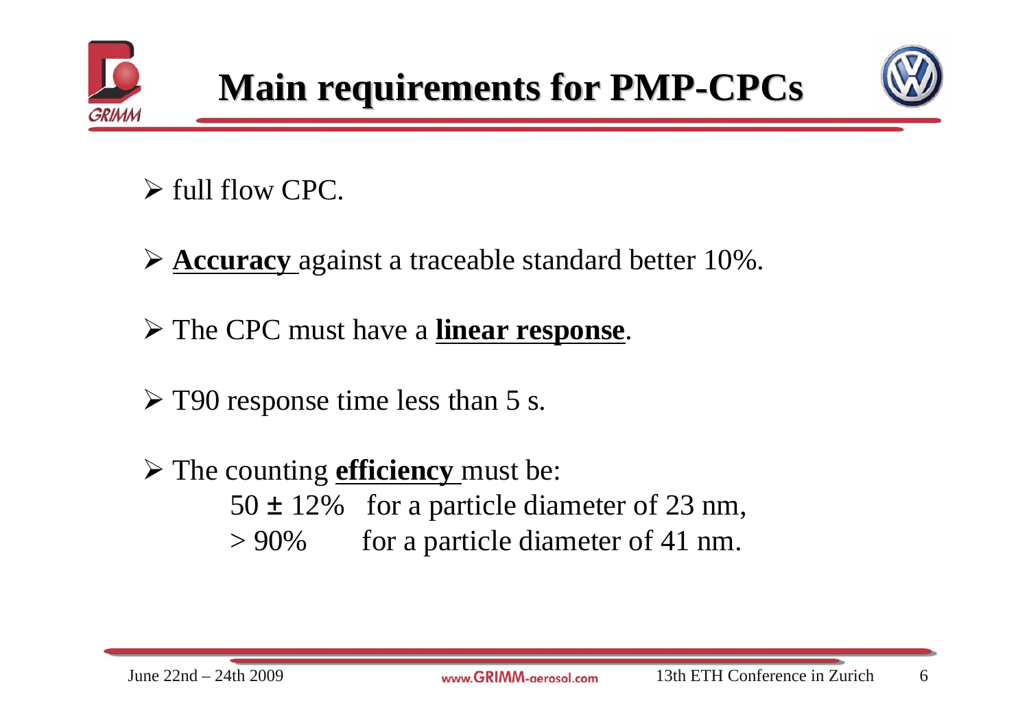# Main requirements for PMP-CPCs

- full flow CPC.
- **Accuracy** against a traceable standard better 10%.
- The CPC must have a **linear response**.
- T90 response time less than 5 s.
- The counting **efficiency** must be:
  - 50 ± 12% for a particle diameter of 23 nm,
  - > 90% for a particle diameter of 41 nm.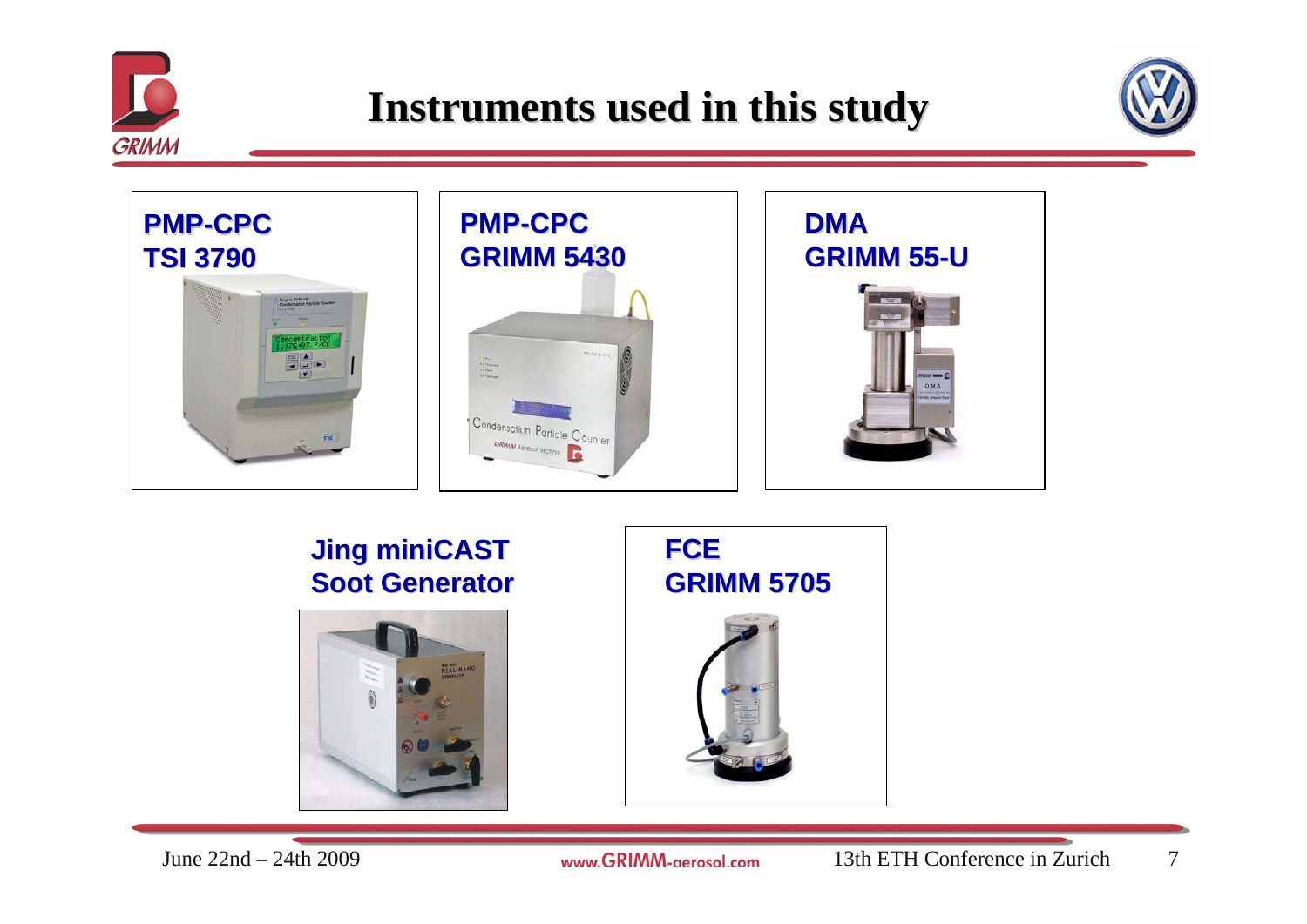# Instruments used in this study

**PMP-CPC**
**TSI 3790**

**PMP-CPC**
**GRIMM 5430**

**DMA**
**GRIMM 55-U**

**Jing miniCAST**
**Soot Generator**

**FCE**
**GRIMM 5705**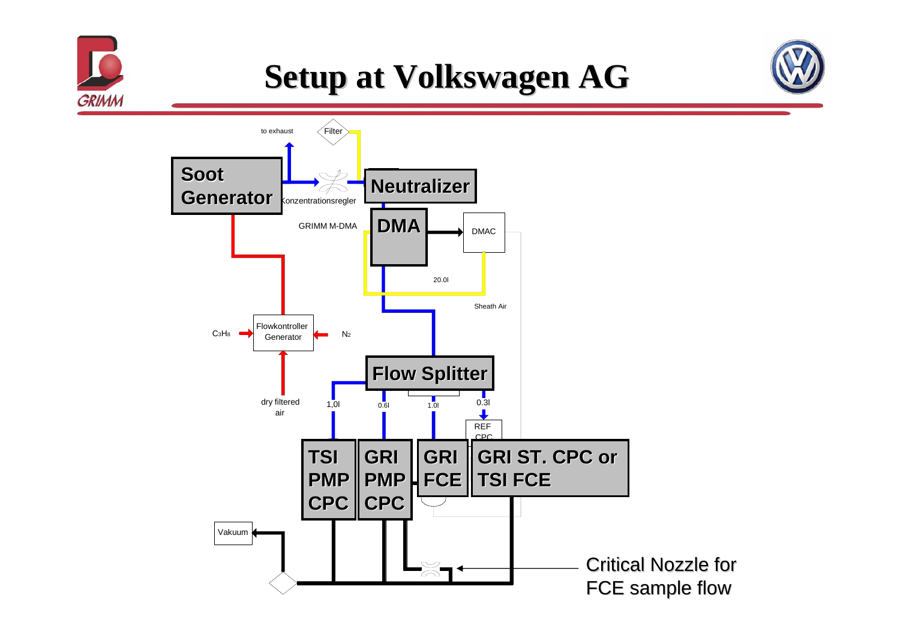# Setup at Volkswagen AG

to exhaust

Filter

Soot Generator

Konzentrationsregler

Neutralizer

GRIMM M-DMA

DMA

DMAC

20.0l

Sheath Air

$C_3H_8$

Flowkontroller Generator

$N_2$

dry filtered air

Flow Splitter

1,0l

0.6l

1.0l

0.3l

REF CPC

TSI PMP CPC

GRI PMP CPC

GRI FCE

GRI ST. CPC or TSI FCE

Vakuum

Critical Nozzle for FCE sample flow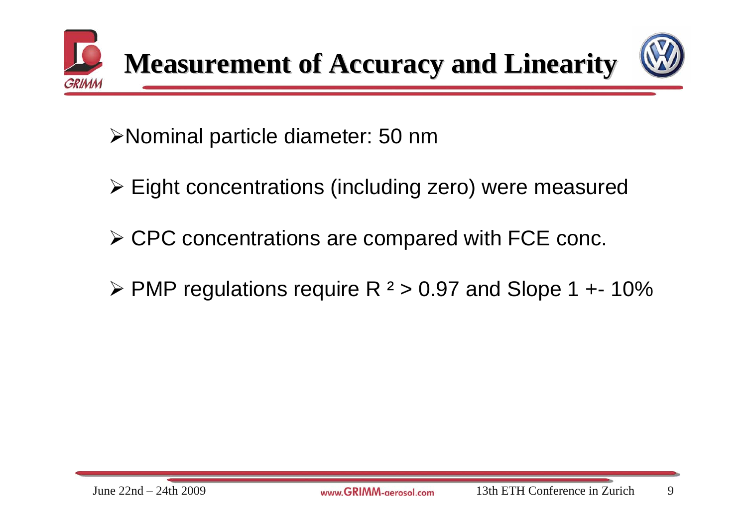# Measurement of Accuracy and Linearity

- Nominal particle diameter: 50 nm
- Eight concentrations (including zero) were measured
- CPC concentrations are compared with FCE conc.
- PMP regulations require $R^2 > 0.97$ and Slope 1 +- 10%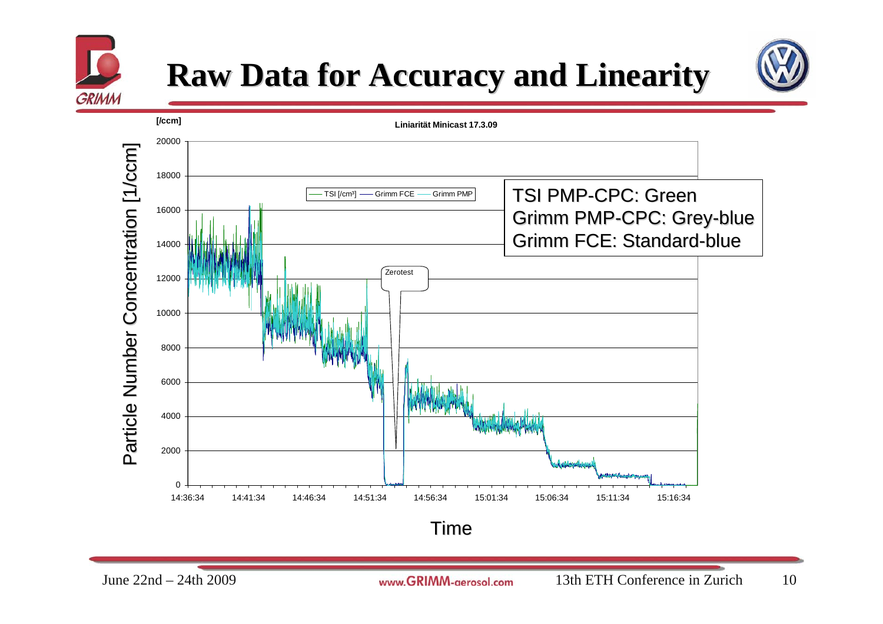# Raw Data for Accuracy and Linearity

**Liniarität Minicast 17.3.09**

[/ccm]

TSI [/cm³] — Grimm FCE — Grimm PMP

TSI PMP-CPC: Green
Grimm PMP-CPC: Grey-blue
Grimm FCE: Standard-blue

Zerotest

Particle Number Concentration [1/ccm]

20000, 18000, 16000, 14000, 12000, 10000, 8000, 6000, 4000, 2000, 0

14:36:34, 14:41:34, 14:46:34, 14:51:34, 14:56:34, 15:01:34, 15:06:34, 15:11:34, 15:16:34

Time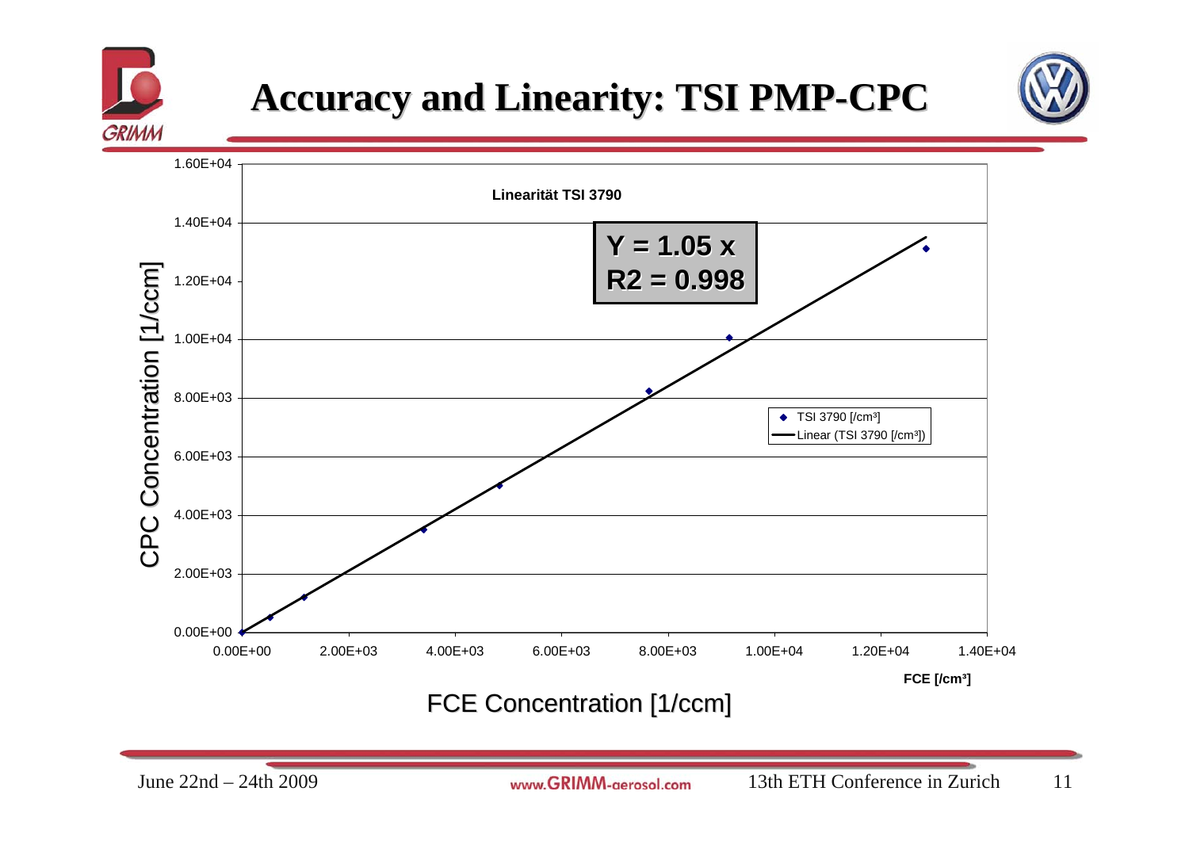# Accuracy and Linearity: TSI PMP-CPC

**Linearität TSI 3790**

**Y = 1.05 x**
**R2 = 0.998**

- TSI 3790 [/cm³]
- Linear (TSI 3790 [/cm³])

CPC Concentration [1/ccm]

FCE Concentration [1/ccm]

**FCE [/cm³]**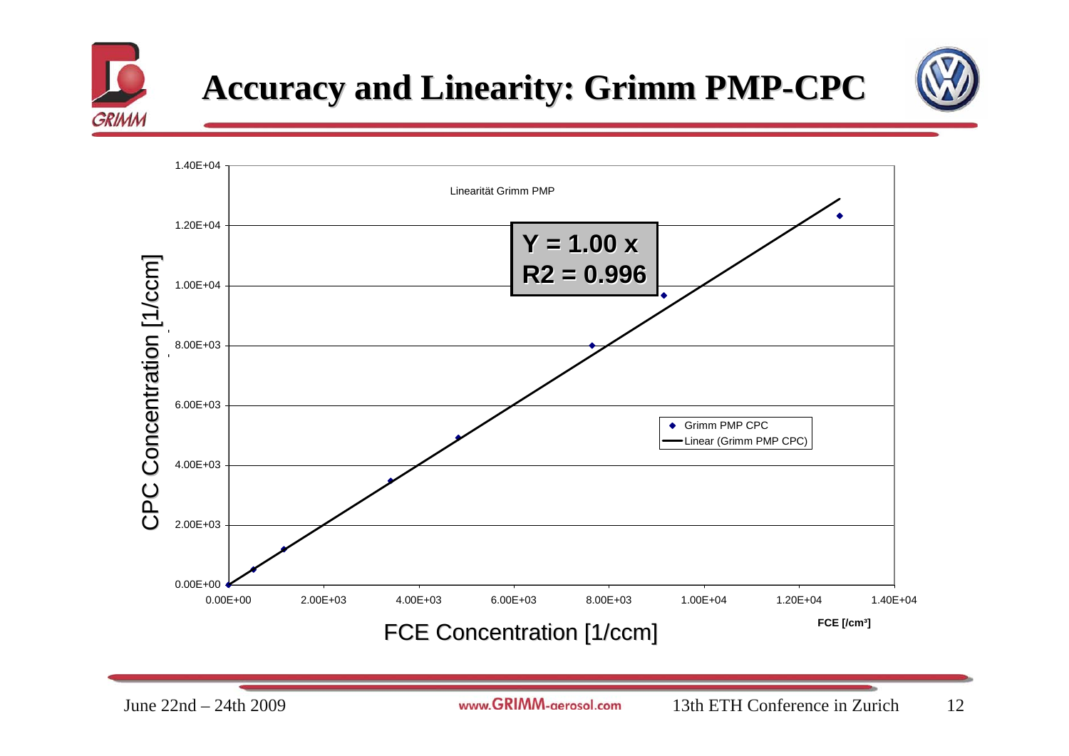# Accuracy and Linearity: Grimm PMP-CPC

Linearität Grimm PMP

**Y = 1.00 x**
**R2 = 0.996**

- Grimm PMP CPC
- Linear (Grimm PMP CPC)

CPC Concentration [1/ccm]

FCE Concentration [1/ccm]

FCE [/cm³]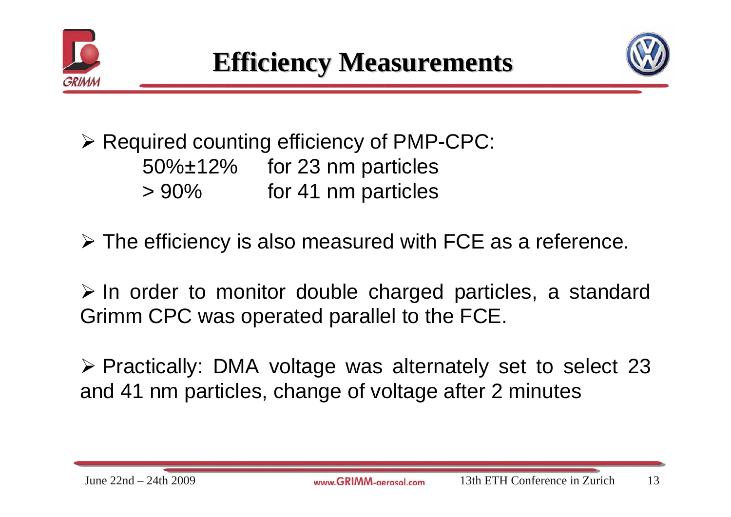# Efficiency Measurements

- Required counting efficiency of PMP-CPC:

  | | |
  |---|---|
  | 50%±12% | for 23 nm particles |
  | > 90% | for 41 nm particles |

- The efficiency is also measured with FCE as a reference.

- In order to monitor double charged particles, a standard Grimm CPC was operated parallel to the FCE.

- Practically: DMA voltage was alternately set to select 23 and 41 nm particles, change of voltage after 2 minutes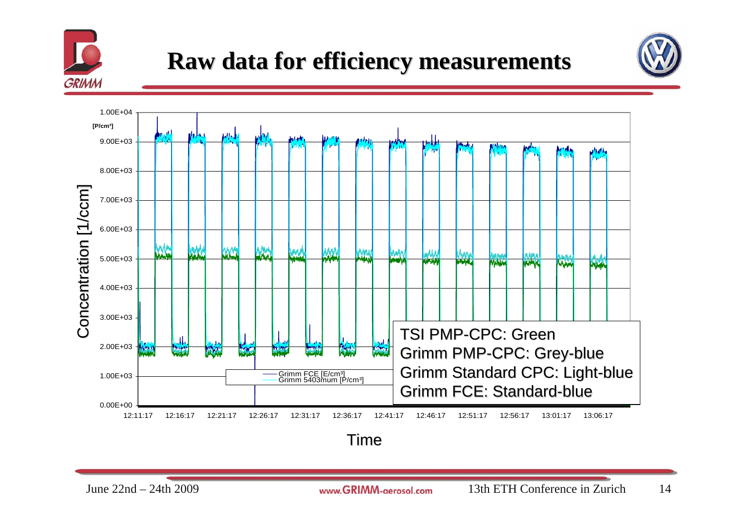# Raw data for efficiency measurements

Concentration [1/ccm]

[P/cm³]

1.00E+04
9.00E+03
8.00E+03
7.00E+03
6.00E+03
5.00E+03
4.00E+03
3.00E+03
2.00E+03
1.00E+03
0.00E+00

12:11:17 12:16:17 12:21:17 12:26:17 12:31:17 12:36:17 12:41:17 12:46:17 12:51:17 12:56:17 13:01:17 13:06:17

Time

Grimm FCE [E/cm³]
Grimm 5403mum [P/cm³]

TSI PMP-CPC: Green
Grimm PMP-CPC: Grey-blue
Grimm Standard CPC: Light-blue
Grimm FCE: Standard-blue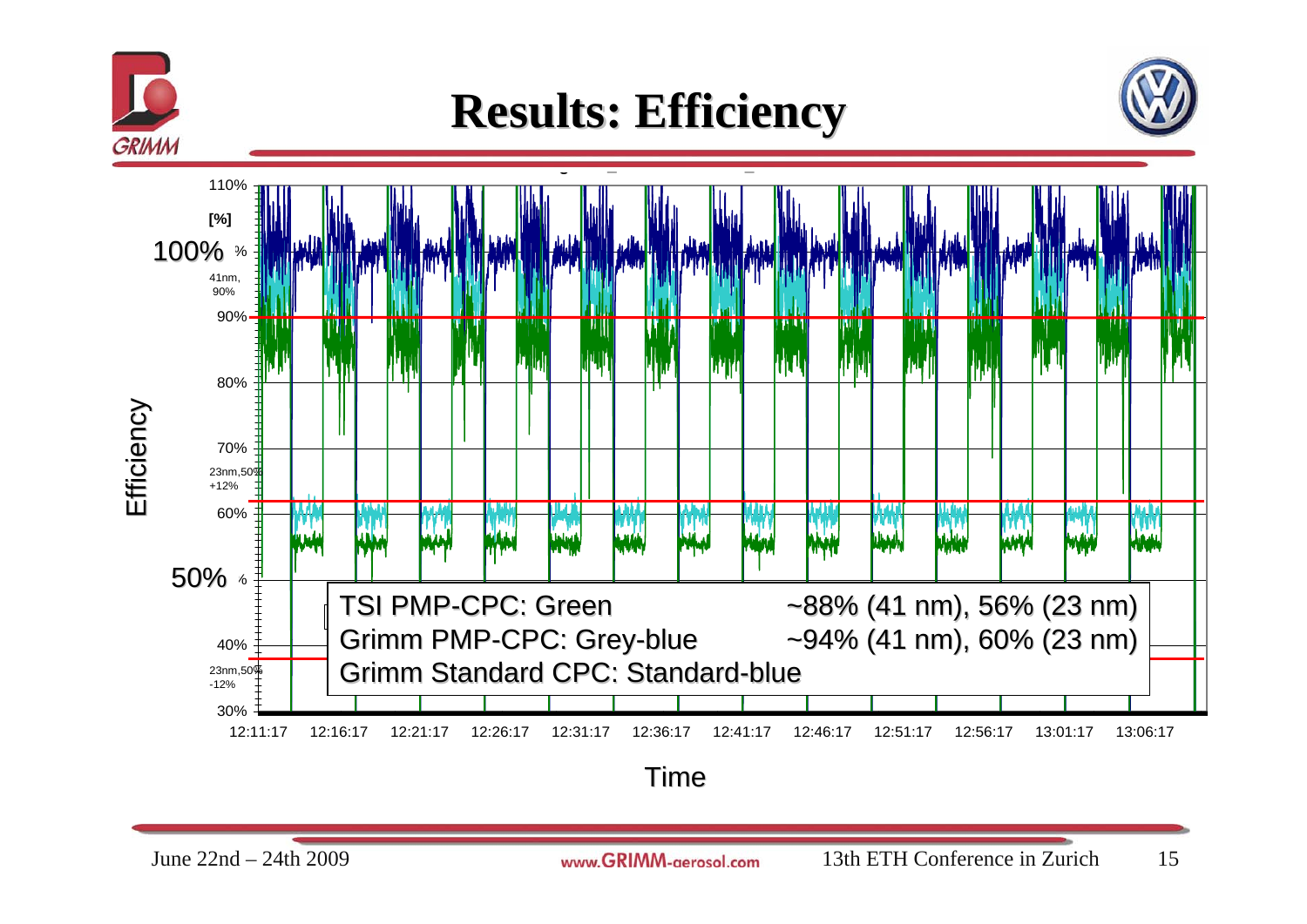# Results: Efficiency

Efficiency

[%]

110%

100%

41nm, 90%

90%

80%

70%

23nm,50% +12%

60%

50%

40%

23nm,50% -12%

30%

12:11:17 12:16:17 12:21:17 12:26:17 12:31:17 12:36:17 12:41:17 12:46:17 12:51:17 12:56:17 13:01:17 13:06:17

Time

TSI PMP-CPC: Green ~88% (41 nm), 56% (23 nm)

Grimm PMP-CPC: Grey-blue ~94% (41 nm), 60% (23 nm)

Grimm Standard CPC: Standard-blue

June 22nd – 24th 2009 www.GRIMM-aerosol.com 13th ETH Conference in Zurich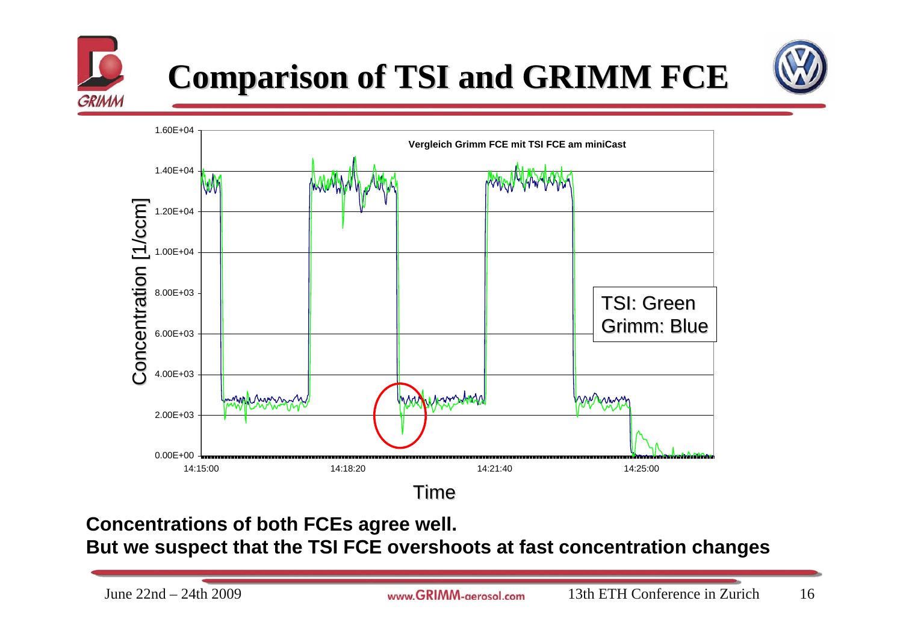# Comparison of TSI and GRIMM FCE

Vergleich Grimm FCE mit TSI FCE am miniCast

Concentration [1/ccm]

1.60E+04
1.40E+04
1.20E+04
1.00E+04
8.00E+03
6.00E+03
4.00E+03
2.00E+03
0.00E+00

14:15:00
14:18:20
14:21:40
14:25:00

Time

TSI: Green
Grimm: Blue

**Concentrations of both FCEs agree well.**
**But we suspect that the TSI FCE overshoots at fast concentration changes**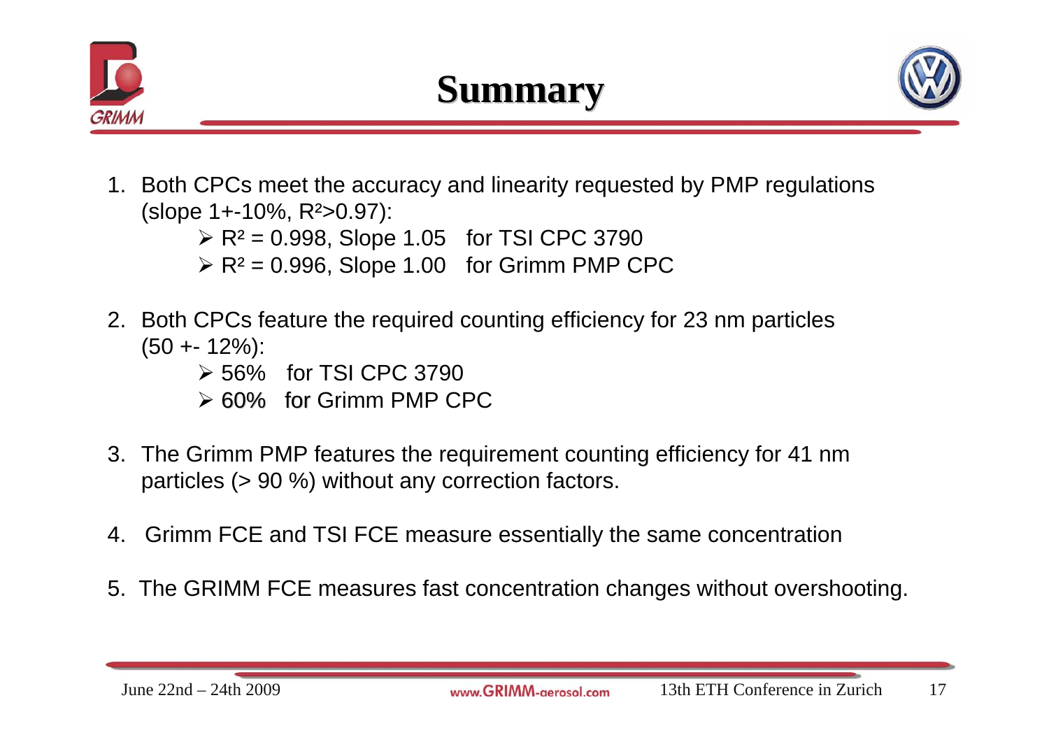# Summary

1. Both CPCs meet the accuracy and linearity requested by PMP regulations (slope 1+-10%, $R^2$>0.97):
   - $R^2$ = 0.998, Slope 1.05 for TSI CPC 3790
   - $R^2$ = 0.996, Slope 1.00 for Grimm PMP CPC

2. Both CPCs feature the required counting efficiency for 23 nm particles (50 +- 12%):
   - 56% for TSI CPC 3790
   - 60% for Grimm PMP CPC

3. The Grimm PMP features the requirement counting efficiency for 41 nm particles (> 90 %) without any correction factors.

4. Grimm FCE and TSI FCE measure essentially the same concentration

5. The GRIMM FCE measures fast concentration changes without overshooting.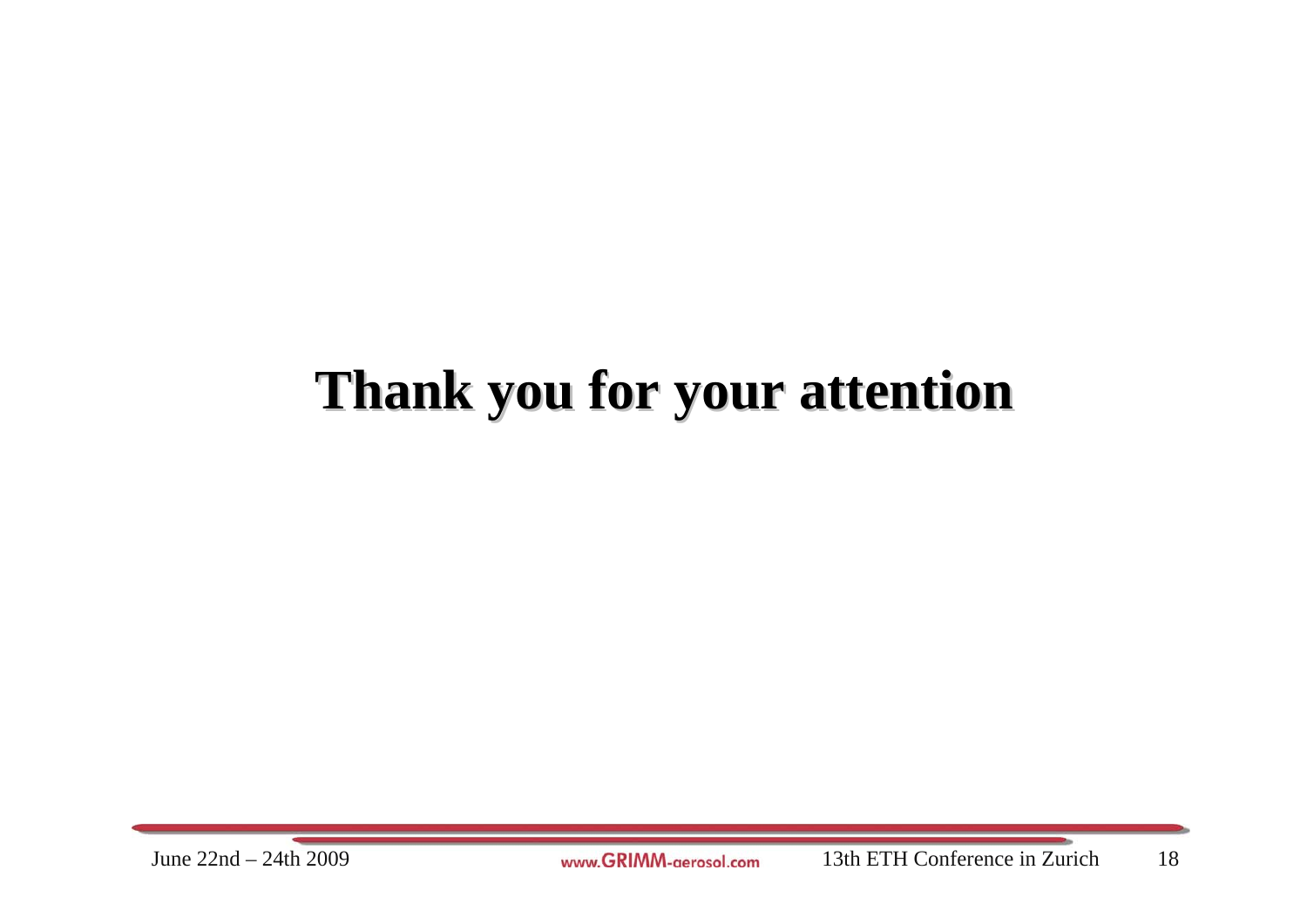# Thank you for your attention